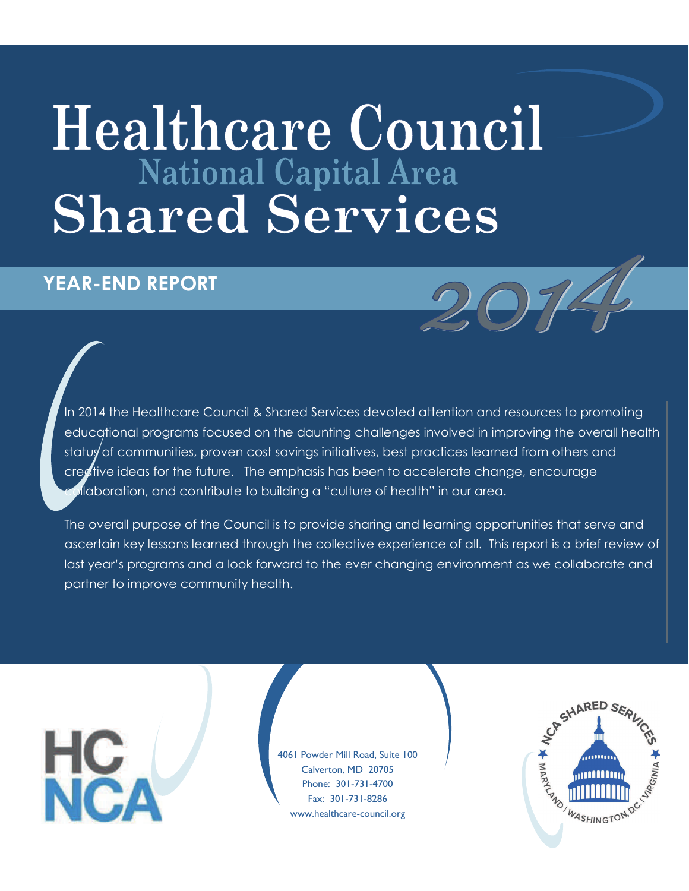# Healthcare Council
## National Capital Area
# Shared Services

## YEAR-END REPORT 2014

In 2014 the Healthcare Council & Shared Services devoted attention and resources to promoting educational programs focused on the daunting challenges involved in improving the overall health status of communities, proven cost savings initiatives, best practices learned from others and creative ideas for the future. The emphasis has been to accelerate change, encourage collaboration, and contribute to building a "culture of health" in our area.

The overall purpose of the Council is to provide sharing and learning opportunities that serve and ascertain key lessons learned through the collective experience of all. This report is a brief review of last year's programs and a look forward to the ever changing environment as we collaborate and partner to improve community health.

HC NCA

4061 Powder Mill Road, Suite 100
Calverton, MD 20705
Phone: 301-731-4700
Fax: 301-731-8286
www.healthcare-council.org

NCA SHARED SERVICES
MARYLAND / WASHINGTON, D.C. / VIRGINIA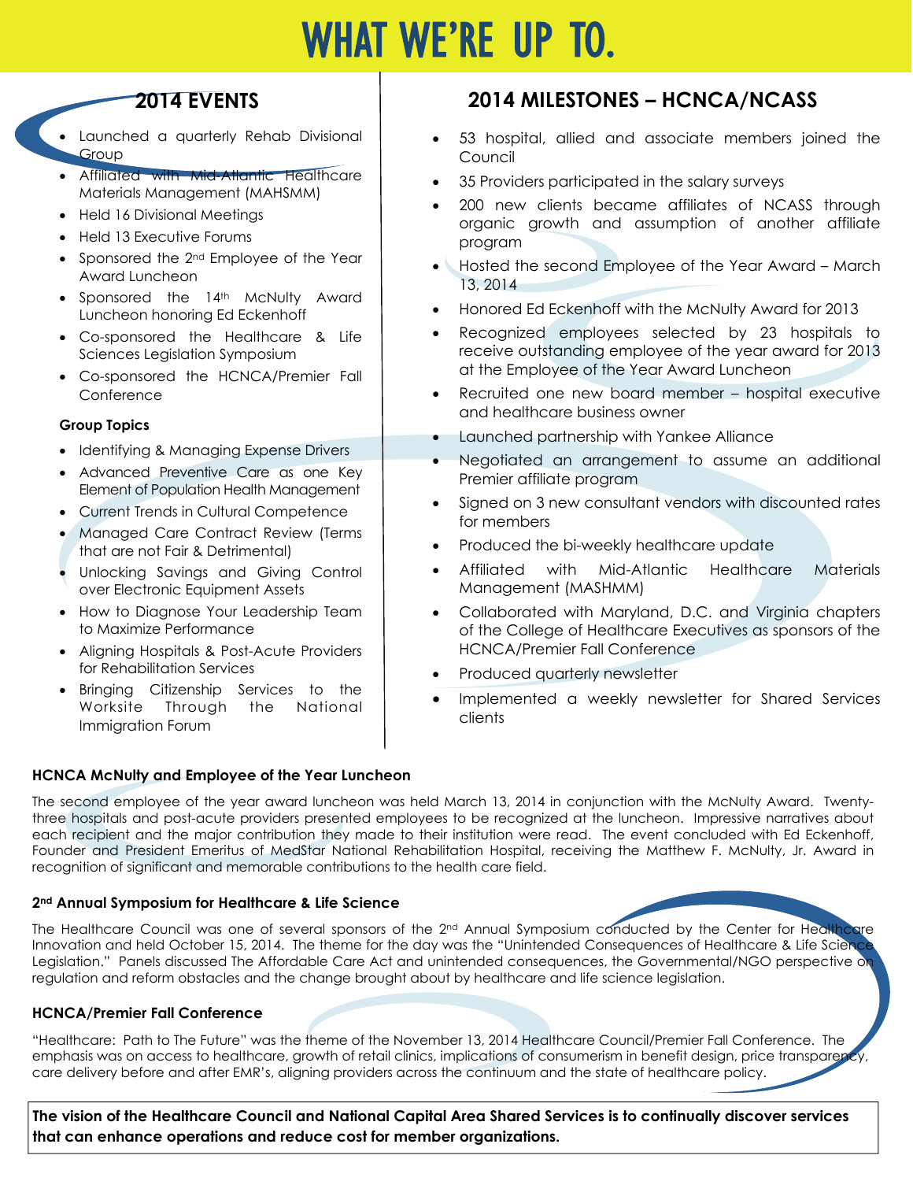# WHAT WE'RE UP TO.

## 2014 EVENTS

- Launched a quarterly Rehab Divisional Group
- Affiliated with Mid-Atlantic Healthcare Materials Management (MAHSMM)
- Held 16 Divisional Meetings
- Held 13 Executive Forums
- Sponsored the 2nd Employee of the Year Award Luncheon
- Sponsored the 14th McNulty Award Luncheon honoring Ed Eckenhoff
- Co-sponsored the Healthcare & Life Sciences Legislation Symposium
- Co-sponsored the HCNCA/Premier Fall Conference

**Group Topics**

- Identifying & Managing Expense Drivers
- Advanced Preventive Care as one Key Element of Population Health Management
- Current Trends in Cultural Competence
- Managed Care Contract Review (Terms that are not Fair & Detrimental)
- Unlocking Savings and Giving Control over Electronic Equipment Assets
- How to Diagnose Your Leadership Team to Maximize Performance
- Aligning Hospitals & Post-Acute Providers for Rehabilitation Services
- Bringing Citizenship Services to the Worksite Through the National Immigration Forum

## 2014 MILESTONES – HCNCA/NCASS

- 53 hospital, allied and associate members joined the Council
- 35 Providers participated in the salary surveys
- 200 new clients became affiliates of NCASS through organic growth and assumption of another affiliate program
- Hosted the second Employee of the Year Award – March 13, 2014
- Honored Ed Eckenhoff with the McNulty Award for 2013
- Recognized employees selected by 23 hospitals to receive outstanding employee of the year award for 2013 at the Employee of the Year Award Luncheon
- Recruited one new board member – hospital executive and healthcare business owner
- Launched partnership with Yankee Alliance
- Negotiated an arrangement to assume an additional Premier affiliate program
- Signed on 3 new consultant vendors with discounted rates for members
- Produced the bi-weekly healthcare update
- Affiliated with Mid-Atlantic Healthcare Materials Management (MASHMM)
- Collaborated with Maryland, D.C. and Virginia chapters of the College of Healthcare Executives as sponsors of the HCNCA/Premier Fall Conference
- Produced quarterly newsletter
- Implemented a weekly newsletter for Shared Services clients

### HCNCA McNulty and Employee of the Year Luncheon

The second employee of the year award luncheon was held March 13, 2014 in conjunction with the McNulty Award. Twenty-three hospitals and post-acute providers presented employees to be recognized at the luncheon. Impressive narratives about each recipient and the major contribution they made to their institution were read. The event concluded with Ed Eckenhoff, Founder and President Emeritus of MedStar National Rehabilitation Hospital, receiving the Matthew F. McNulty, Jr. Award in recognition of significant and memorable contributions to the health care field.

### 2nd Annual Symposium for Healthcare & Life Science

The Healthcare Council was one of several sponsors of the 2nd Annual Symposium conducted by the Center for Healthcare Innovation and held October 15, 2014. The theme for the day was the "Unintended Consequences of Healthcare & Life Science Legislation." Panels discussed The Affordable Care Act and unintended consequences, the Governmental/NGO perspective on regulation and reform obstacles and the change brought about by healthcare and life science legislation.

### HCNCA/Premier Fall Conference

"Healthcare: Path to The Future" was the theme of the November 13, 2014 Healthcare Council/Premier Fall Conference. The emphasis was on access to healthcare, growth of retail clinics, implications of consumerism in benefit design, price transparency, care delivery before and after EMR's, aligning providers across the continuum and the state of healthcare policy.

**The vision of the Healthcare Council and National Capital Area Shared Services is to continually discover services that can enhance operations and reduce cost for member organizations.**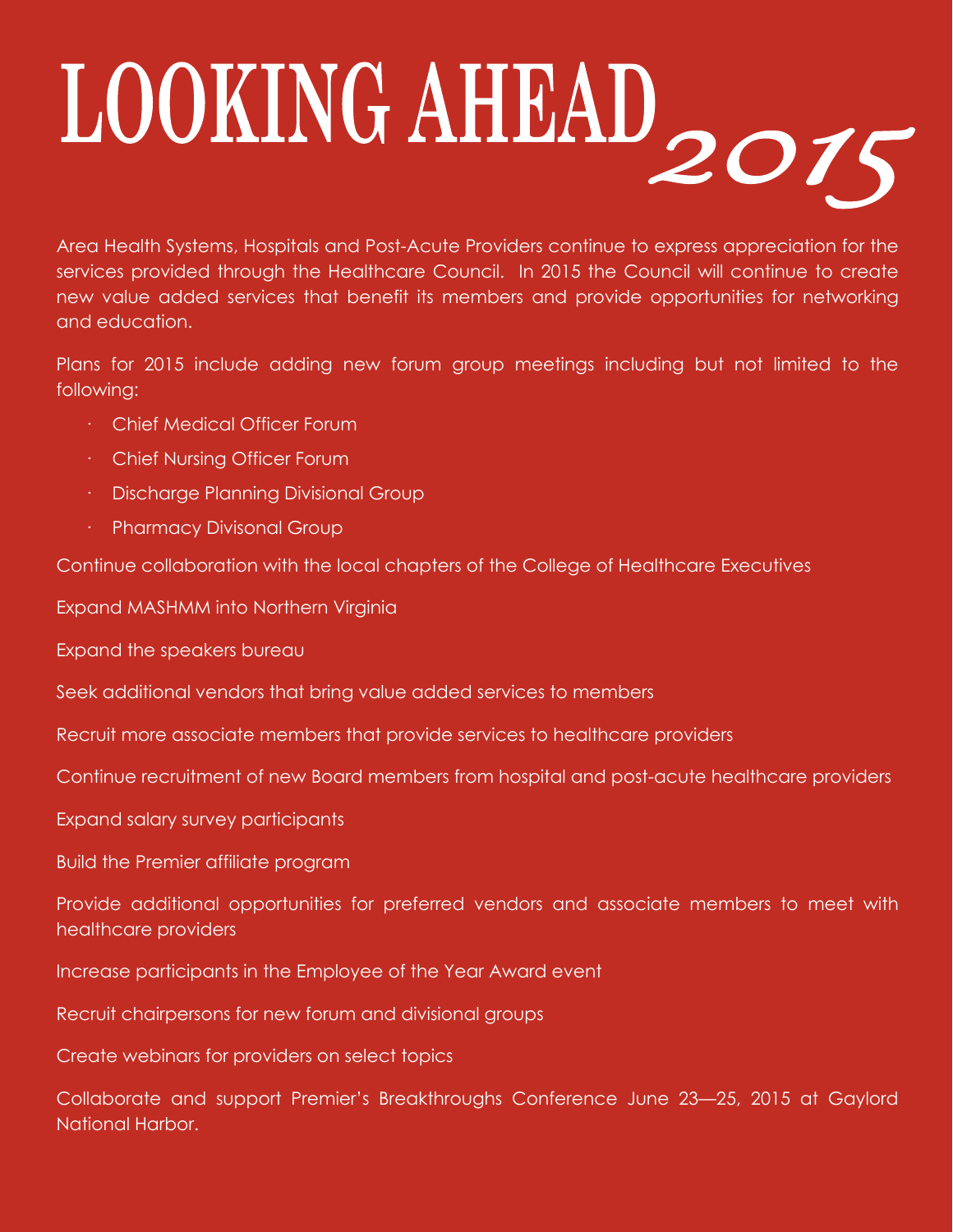# LOOKING AHEAD *2015*

Area Health Systems, Hospitals and Post-Acute Providers continue to express appreciation for the services provided through the Healthcare Council. In 2015 the Council will continue to create new value added services that benefit its members and provide opportunities for networking and education.

Plans for 2015 include adding new forum group meetings including but not limited to the following:

- Chief Medical Officer Forum
- Chief Nursing Officer Forum
- Discharge Planning Divisional Group
- Pharmacy Divisonal Group

Continue collaboration with the local chapters of the College of Healthcare Executives

Expand MASHMM into Northern Virginia

Expand the speakers bureau

Seek additional vendors that bring value added services to members

Recruit more associate members that provide services to healthcare providers

Continue recruitment of new Board members from hospital and post-acute healthcare providers

Expand salary survey participants

Build the Premier affiliate program

Provide additional opportunities for preferred vendors and associate members to meet with healthcare providers

Increase participants in the Employee of the Year Award event

Recruit chairpersons for new forum and divisional groups

Create webinars for providers on select topics

Collaborate and support Premier's Breakthroughs Conference June 23—25, 2015 at Gaylord National Harbor.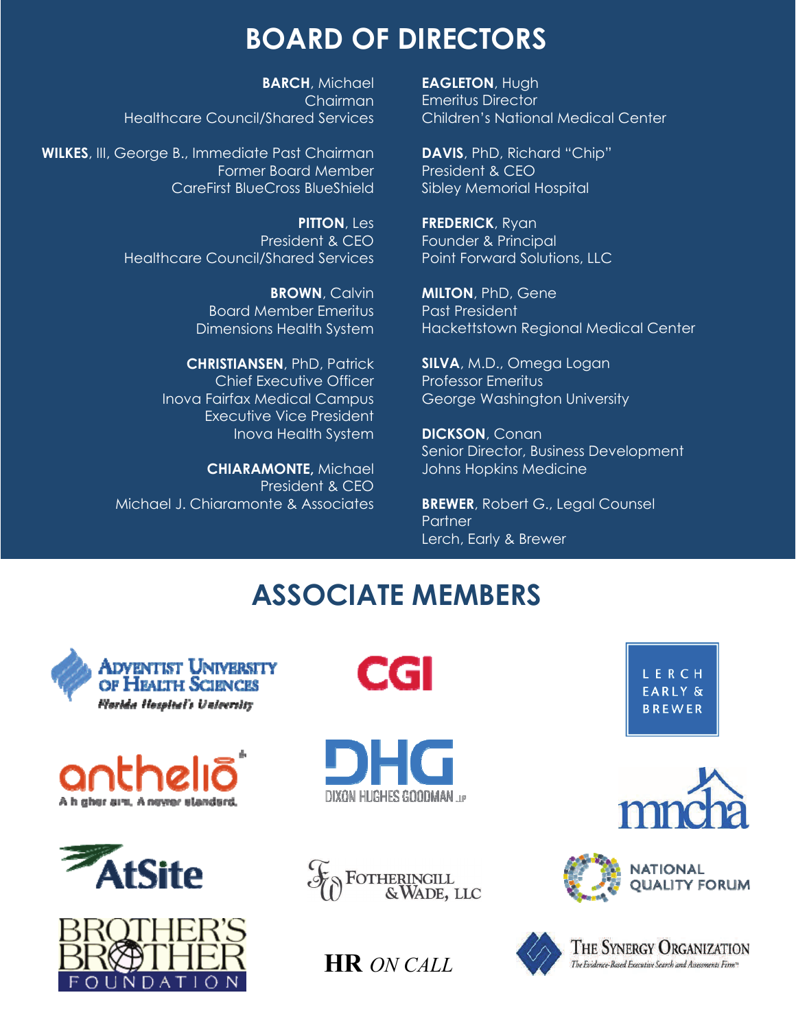# BOARD OF DIRECTORS

**BARCH**, Michael
Chairman
Healthcare Council/Shared Services

**WILKES**, III, George B., Immediate Past Chairman
Former Board Member
CareFirst BlueCross BlueShield

**PITTON**, Les
President & CEO
Healthcare Council/Shared Services

**BROWN**, Calvin
Board Member Emeritus
Dimensions Health System

**CHRISTIANSEN**, PhD, Patrick
Chief Executive Officer
Inova Fairfax Medical Campus
Executive Vice President
Inova Health System

**CHIARAMONTE,** Michael
President & CEO
Michael J. Chiaramonte & Associates

**EAGLETON**, Hugh
Emeritus Director
Children's National Medical Center

**DAVIS**, PhD, Richard "Chip"
President & CEO
Sibley Memorial Hospital

**FREDERICK**, Ryan
Founder & Principal
Point Forward Solutions, LLC

**MILTON**, PhD, Gene
Past President
Hackettstown Regional Medical Center

**SILVA**, M.D., Omega Logan
Professor Emeritus
George Washington University

**DICKSON**, Conan
Senior Director, Business Development
Johns Hopkins Medicine

**BREWER**, Robert G., Legal Counsel
Partner
Lerch, Early & Brewer

# ASSOCIATE MEMBERS

Adventist University of Health Sciences – Florida Hospital's University

CGI

Lerch Early & Brewer

anthelio – A higher art. A newer standard.

DHG – Dixon Hughes Goodman LLP

mncha

AtSite

Fotheringill & Wade, LLC

National Quality Forum

Brother's Brother Foundation

HR *ON CALL*

The Synergy Organization – The Evidence-Based Executive Search and Assessments Firm